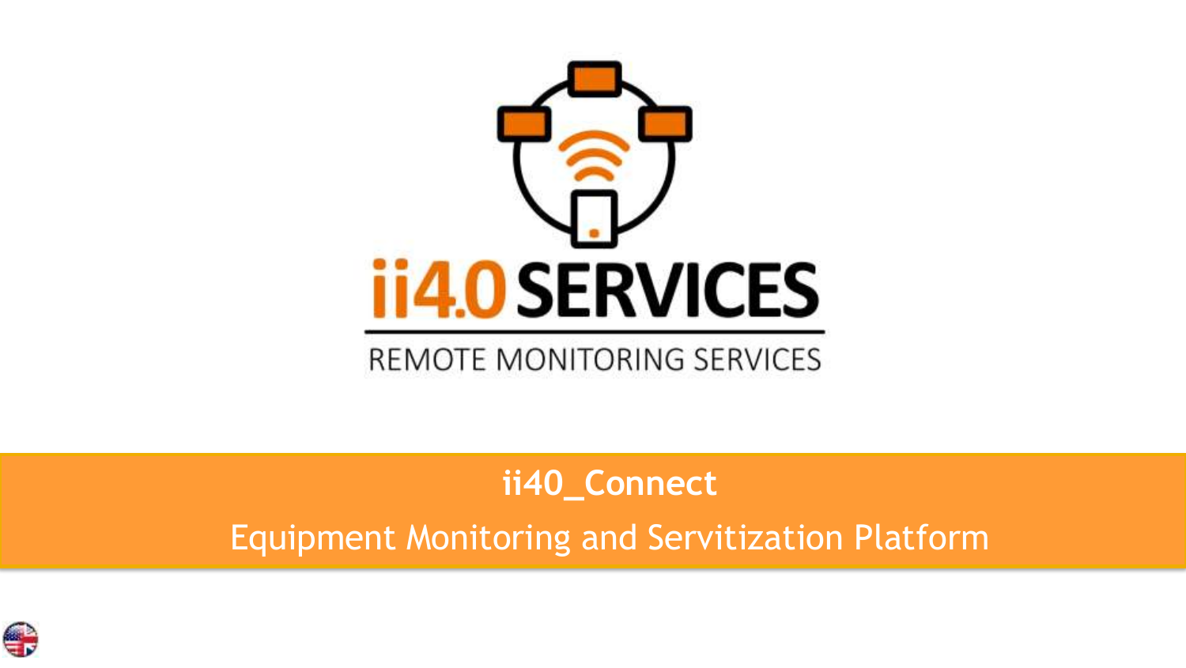ii4.0 SERVICES

REMOTE MONITORING SERVICES

# ii40_Connect

## Equipment Monitoring and Servitization Platform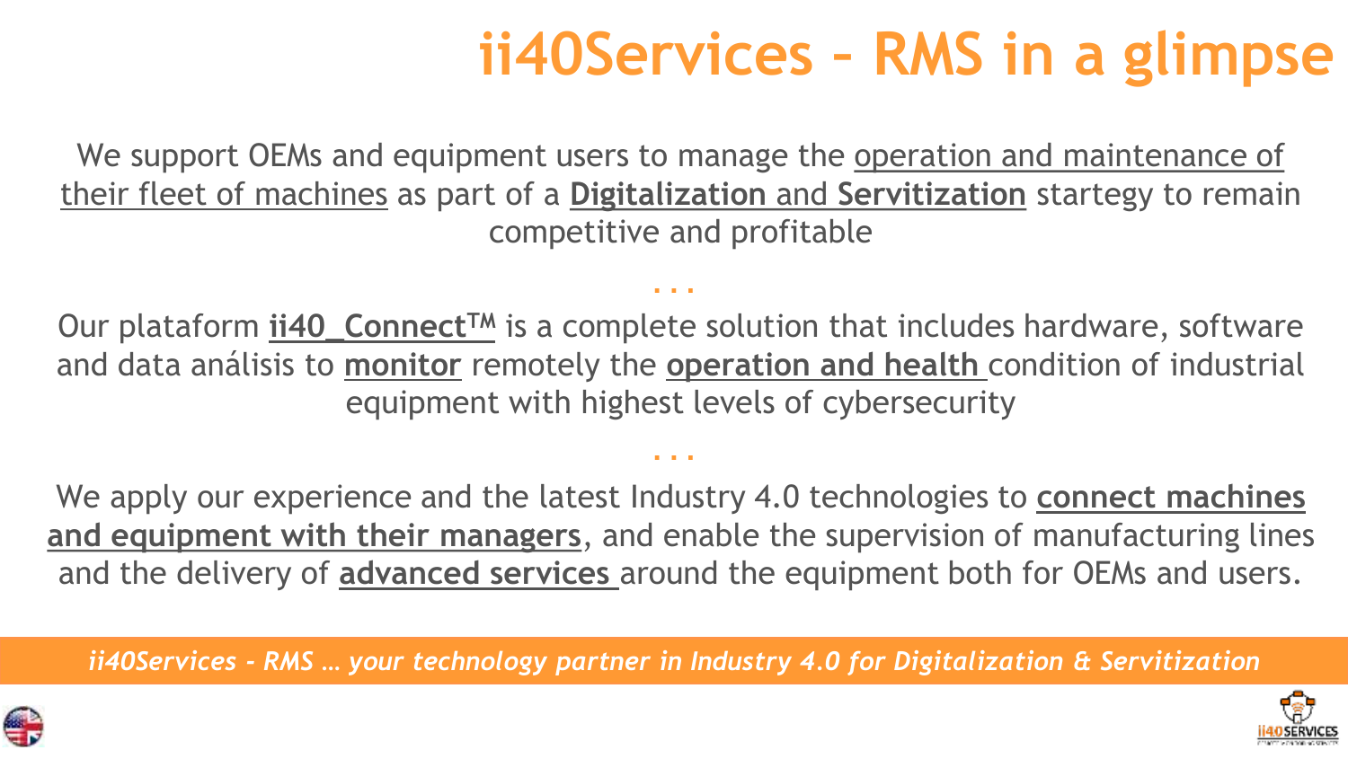# ii40Services – RMS in a glimpse

We support OEMs and equipment users to manage the operation and maintenance of their fleet of machines as part of a **Digitalization** and **Servitization** startegy to remain competitive and profitable

. . .

Our plataform **ii40_Connect™** is a complete solution that includes hardware, software and data análisis to **monitor** remotely the **operation and health** condition of industrial equipment with highest levels of cybersecurity

. . .

We apply our experience and the latest Industry 4.0 technologies to **connect machines and equipment with their managers**, and enable the supervision of manufacturing lines and the delivery of **advanced services** around the equipment both for OEMs and users.

***ii40Services - RMS … your technology partner in Industry 4.0 for Digitalization & Servitization***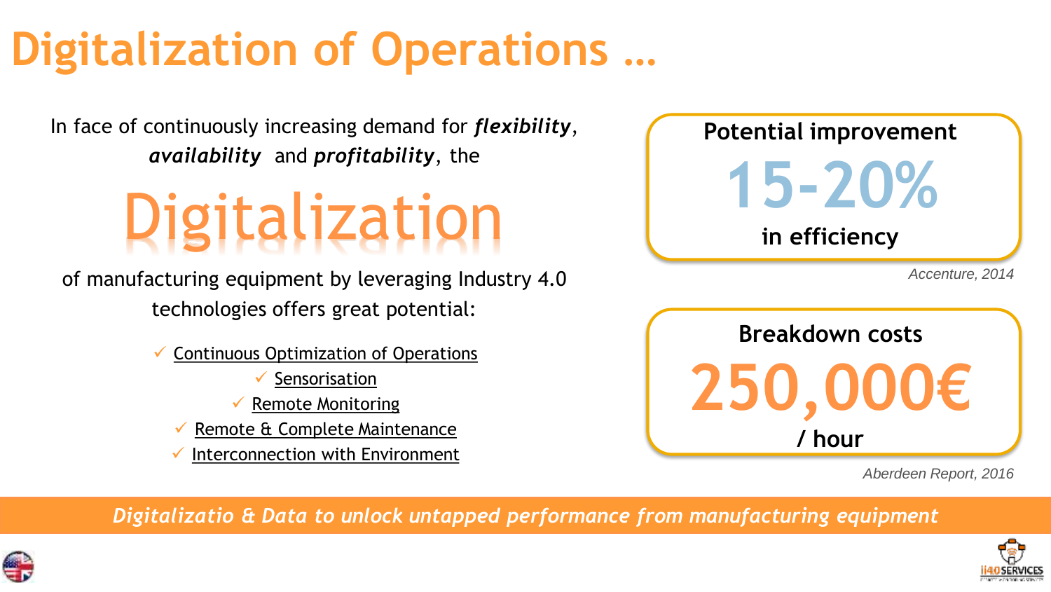# Digitalization of Operations …

In face of continuously increasing demand for ***flexibility***, ***availability*** and ***profitability***, the

## Digitalization

of manufacturing equipment by leveraging Industry 4.0 technologies offers great potential:

- ✓ Continuous Optimization of Operations
- ✓ Sensorisation
- ✓ Remote Monitoring
- ✓ Remote & Complete Maintenance
- ✓ Interconnection with Environment

**Potential improvement**

**15-20%**

**in efficiency**

*Accenture, 2014*

**Breakdown costs**

**250,000€**

**/ hour**

*Aberdeen Report, 2016*

***Digitalizatio & Data to unlock untapped performance from manufacturing equipment***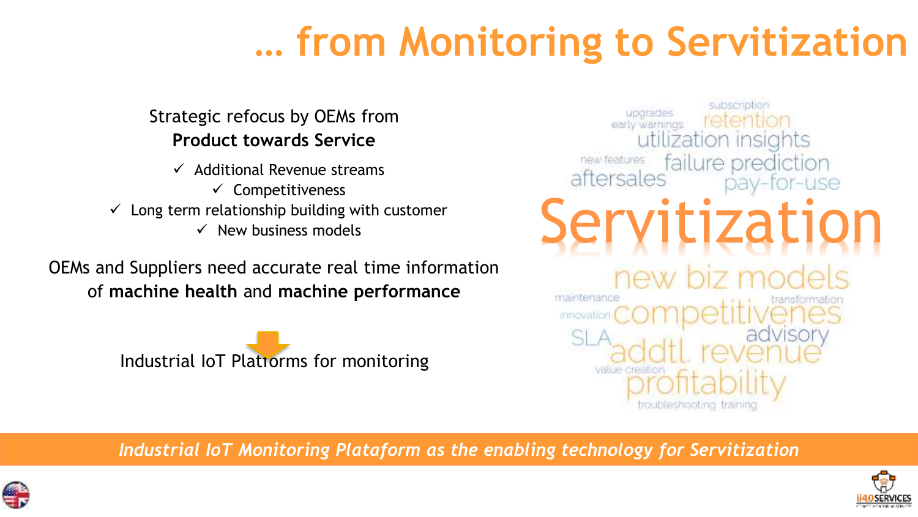# … from Monitoring to Servitization

Strategic refocus by OEMs from
**Product towards Service**

- ✓ Additional Revenue streams
- ✓ Competitiveness
- ✓ Long term relationship building with customer
- ✓ New business models

OEMs and Suppliers need accurate real time information of **machine health** and **machine performance**

Industrial IoT Platforms for monitoring

subscription upgrades early warnings retention utilization insights new features failure prediction aftersales pay-for-use **Servitization** new biz models maintenance transformation innovation competitivenes SLA advisory addtl. revenue value creation profitability troubleshooting training

*Industrial IoT Monitoring Plataform as the enabling technology for Servitization*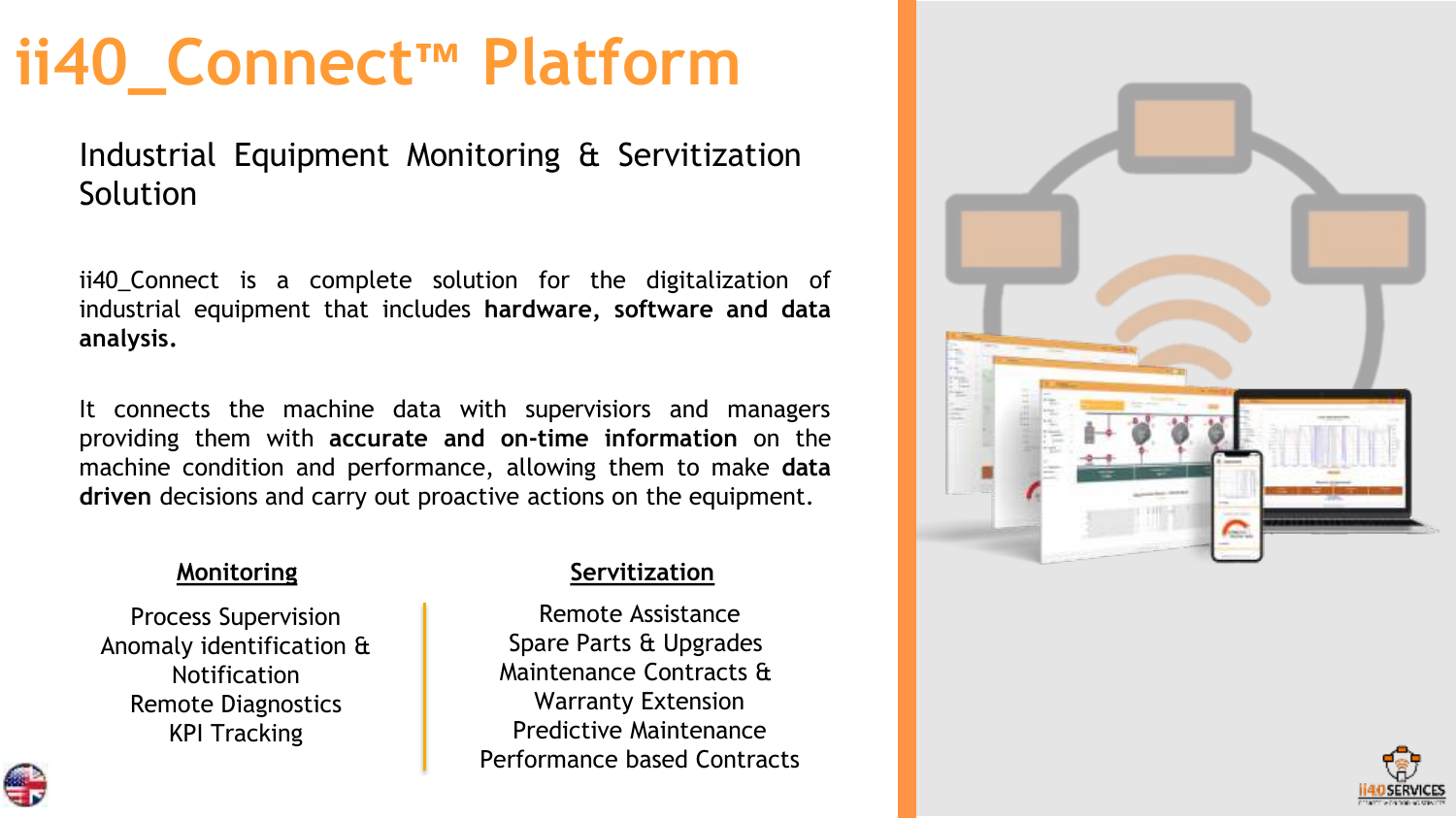# ii40_Connect™ Platform

## Industrial Equipment Monitoring & Servitization Solution

ii40_Connect is a complete solution for the digitalization of industrial equipment that includes **hardware, software and data analysis.**

It connects the machine data with supervisors and managers providing them with **accurate and on-time information** on the machine condition and performance, allowing them to make **data driven** decisions and carry out proactive actions on the equipment.

### Monitoring

Process Supervision
Anomaly identification & Notification
Remote Diagnostics
KPI Tracking

### Servitization

Remote Assistance
Spare Parts & Upgrades
Maintenance Contracts & Warranty Extension
Predictive Maintenance
Performance based Contracts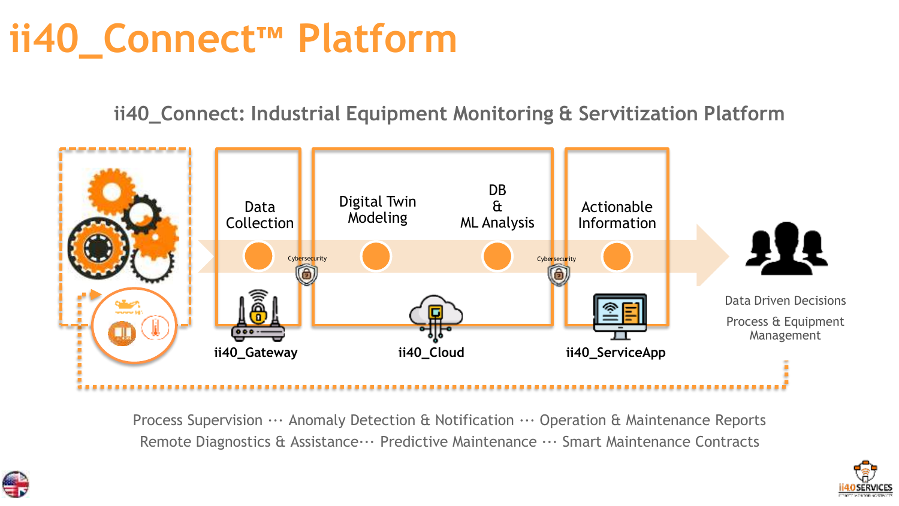# ii40_Connect™ Platform

## ii40_Connect: Industrial Equipment Monitoring & Servitization Platform

Data Collection

Cybersecurity

Digital Twin Modeling

DB & ML Analysis

Cybersecurity

Actionable Information

ii40_Gateway

ii40_Cloud

ii40_ServiceApp

Data Driven Decisions

Process & Equipment Management

Process Supervision ··· Anomaly Detection & Notification ··· Operation & Maintenance Reports
Remote Diagnostics & Assistance··· Predictive Maintenance ··· Smart Maintenance Contracts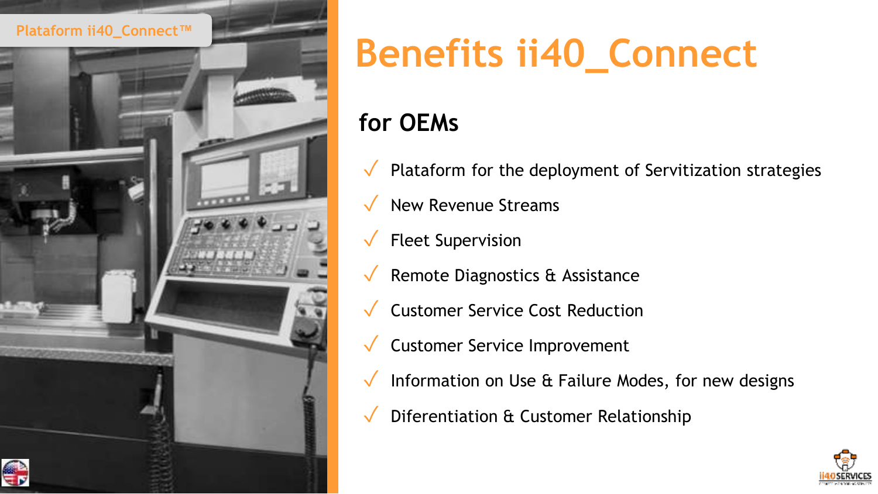Plataform ii40_Connect™

# Benefits ii40_Connect

## for OEMs

- ✓ Plataform for the deployment of Servitization strategies
- ✓ New Revenue Streams
- ✓ Fleet Supervision
- ✓ Remote Diagnostics & Assistance
- ✓ Customer Service Cost Reduction
- ✓ Customer Service Improvement
- ✓ Information on Use & Failure Modes, for new designs
- ✓ Diferentiation & Customer Relationship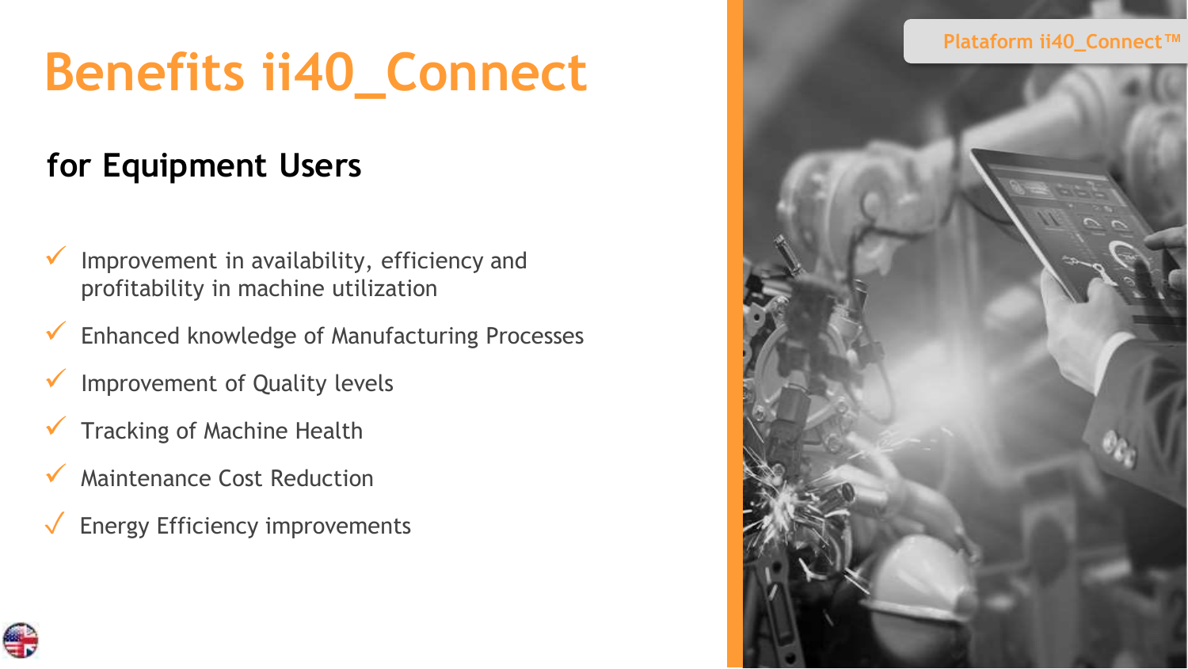Plataform ii40_Connect™

# Benefits ii40_Connect

## for Equipment Users

- ✓ Improvement in availability, efficiency and profitability in machine utilization
- ✓ Enhanced knowledge of Manufacturing Processes
- ✓ Improvement of Quality levels
- ✓ Tracking of Machine Health
- ✓ Maintenance Cost Reduction
- ✓ Energy Efficiency improvements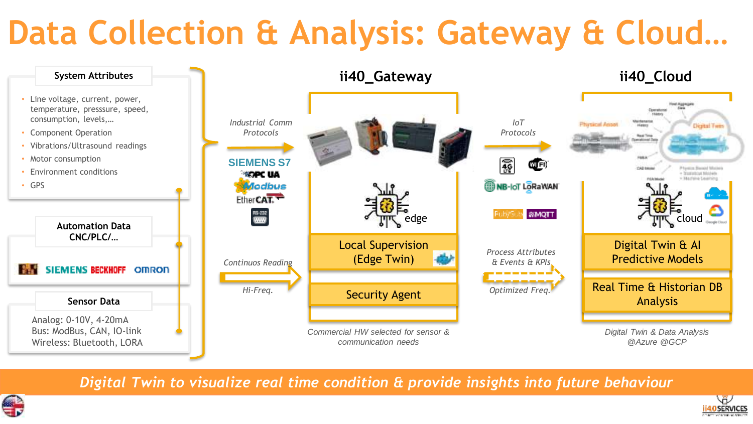# Data Collection & Analysis: Gateway & Cloud…

### System Attributes

- Line voltage, current, power, temperature, presssure, speed, consumption, levels,…
- Component Operation
- Vibrations/Ultrasound readings
- Motor consumption
- Environment conditions
- GPS

### Automation Data CNC/PLC/…

B&R SIEMENS BECKHOFF OMRON

### Sensor Data

Analog: 0-10V, 4-20mA
Bus: ModBus, CAN, IO-link
Wireless: Bluetooth, LORA

*Industrial Comm Protocols*

SIEMENS S7
OPC UA
Modbus
EtherCAT
RS-232

*Continuos Reading*

*Hi-Freq.*

## ii40_Gateway

edge

Local Supervision (Edge Twin)

Security Agent

*Commercial HW selected for sensor & communication needs*

*IoT Protocols*

4G LTE, WiFi, NB-IoT, LoRaWAN, FiwareSub, MQTT

*Process Attributes & Events & KPIs*

*Optimized Freq.*

## ii40_Cloud

cloud

Digital Twin & AI Predictive Models

Real Time & Historian DB Analysis

*Digital Twin & Data Analysis @Azure @GCP*

***Digital Twin to visualize real time condition & provide insights into future behaviour***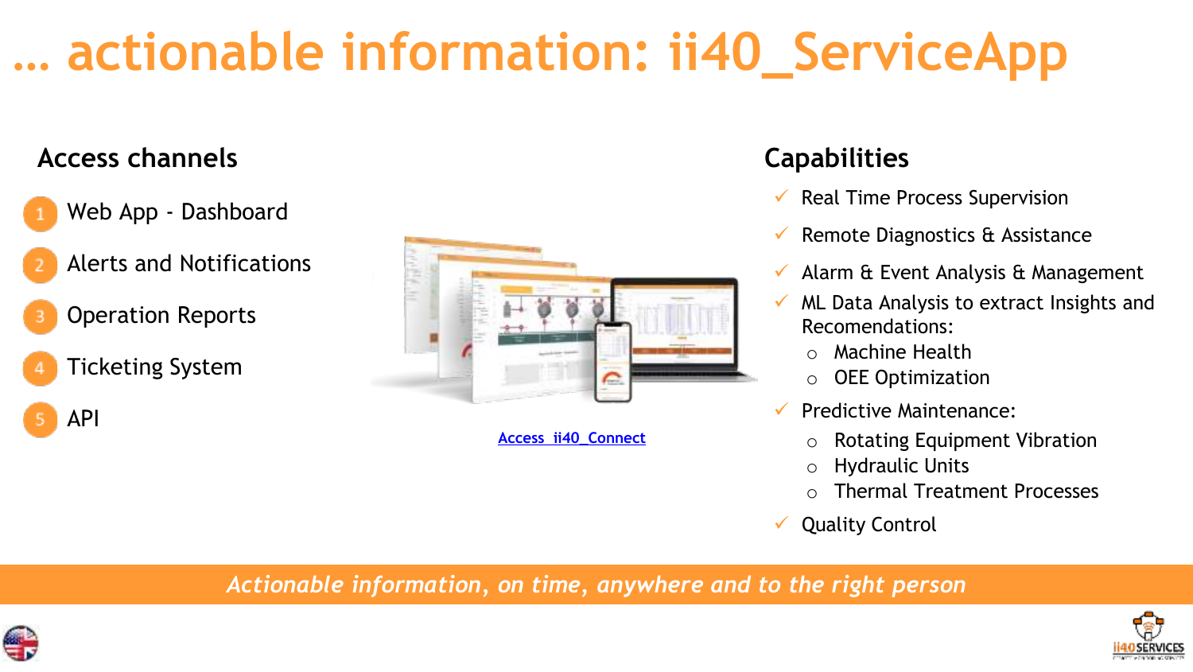# … actionable information: ii40_ServiceApp

## Access channels

1. Web App - Dashboard
2. Alerts and Notifications
3. Operation Reports
4. Ticketing System
5. API

Access_ii40_Connect

## Capabilities

- ✓ Real Time Process Supervision
- ✓ Remote Diagnostics & Assistance
- ✓ Alarm & Event Analysis & Management
- ✓ ML Data Analysis to extract Insights and Recomendations:
  - Machine Health
  - OEE Optimization
- ✓ Predictive Maintenance:
  - Rotating Equipment Vibration
  - Hydraulic Units
  - Thermal Treatment Processes
- ✓ Quality Control

*Actionable information, on time, anywhere and to the right person*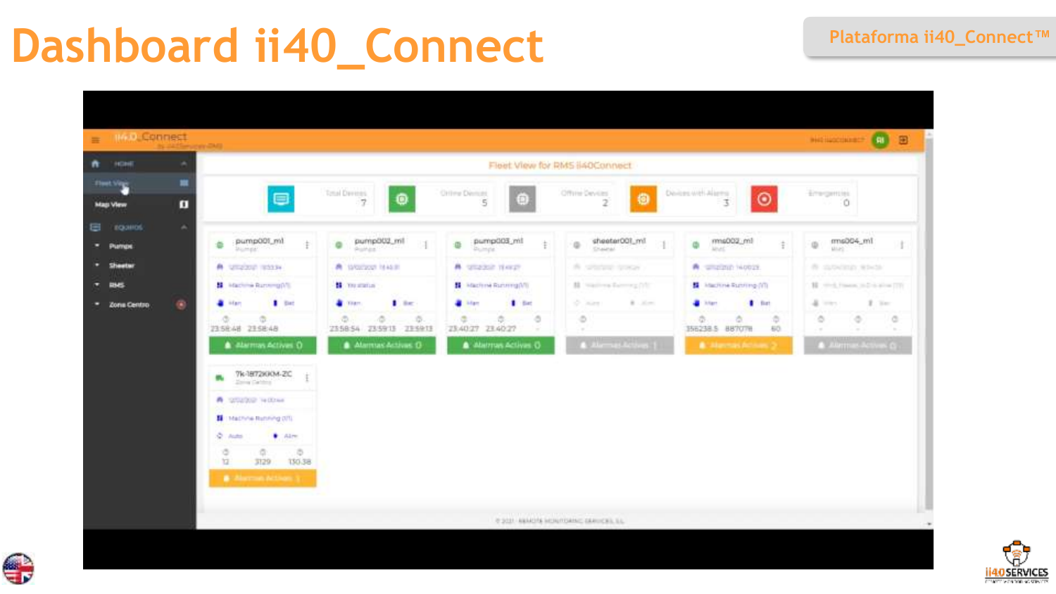# Dashboard ii40_Connect

Plataforma ii40_Connect™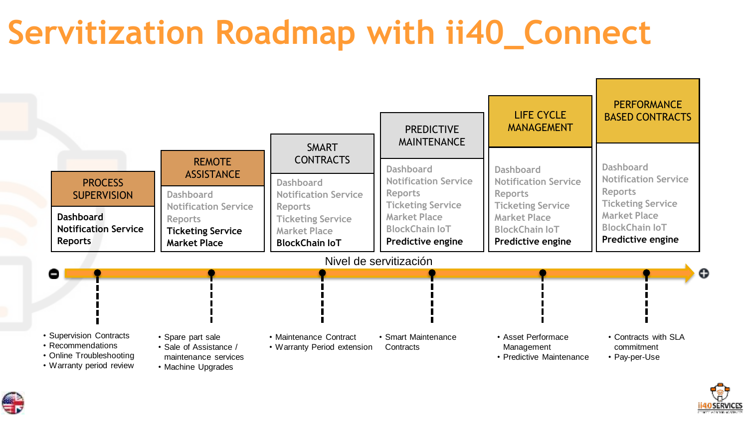# Servitization Roadmap with ii40_Connect

| PROCESS SUPERVISION | REMOTE ASSISTANCE | SMART CONTRACTS | PREDICTIVE MAINTENANCE | LIFE CYCLE MANAGEMENT | PERFORMANCE BASED CONTRACTS |
|---|---|---|---|---|---|
| **Dashboard** | Dashboard | Dashboard | Dashboard | Dashboard | Dashboard |
| **Notification Service** | Notification Service | Notification Service | Notification Service | Notification Service | Notification Service |
| **Reports** | Reports | Reports | Reports | Reports | Reports |
| | **Ticketing Service** | Ticketing Service | Ticketing Service | Ticketing Service | Ticketing Service |
| | **Market Place** | Market Place | Market Place | Market Place | Market Place |
| | | **BlockChain IoT** | BlockChain IoT | BlockChain IoT | BlockChain IoT |
| | | | **Predictive engine** | **Predictive engine** | **Predictive engine** |

Nivel de servitización (− → +)

| PROCESS SUPERVISION | REMOTE ASSISTANCE | SMART CONTRACTS | PREDICTIVE MAINTENANCE | LIFE CYCLE MANAGEMENT | PERFORMANCE BASED CONTRACTS |
|---|---|---|---|---|---|
| • Supervision Contracts<br>• Recommendations<br>• Online Troubleshooting<br>• Warranty period review | • Spare part sale<br>• Sale of Assistance / maintenance services<br>• Machine Upgrades | • Maintenance Contract<br>• Warranty Period extension | • Smart Maintenance Contracts | • Asset Performace Management<br>• Predictive Maintenance | • Contracts with SLA commitment<br>• Pay-per-Use |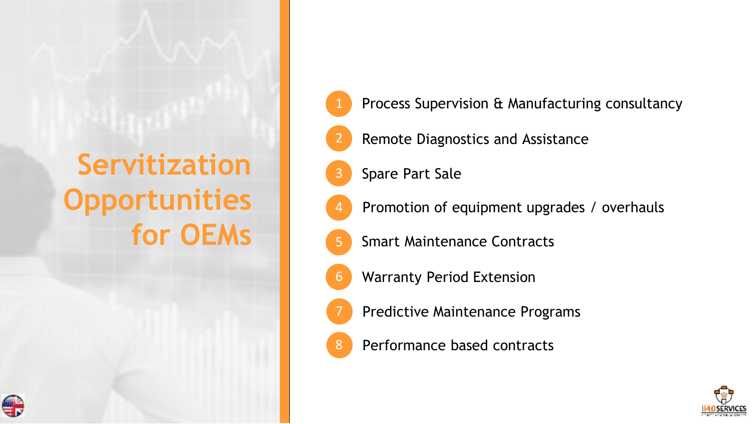# Servitization Opportunities for OEMs

1. Process Supervision & Manufacturing consultancy
2. Remote Diagnostics and Assistance
3. Spare Part Sale
4. Promotion of equipment upgrades / overhauls
5. Smart Maintenance Contracts
6. Warranty Period Extension
7. Predictive Maintenance Programs
8. Performance based contracts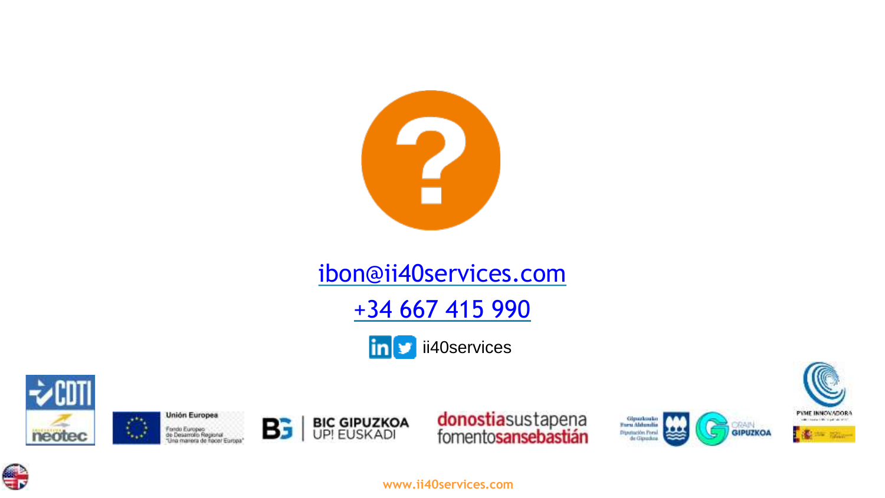?

ibon@ii40services.com

+34 667 415 990

ii40services

www.ii40services.com